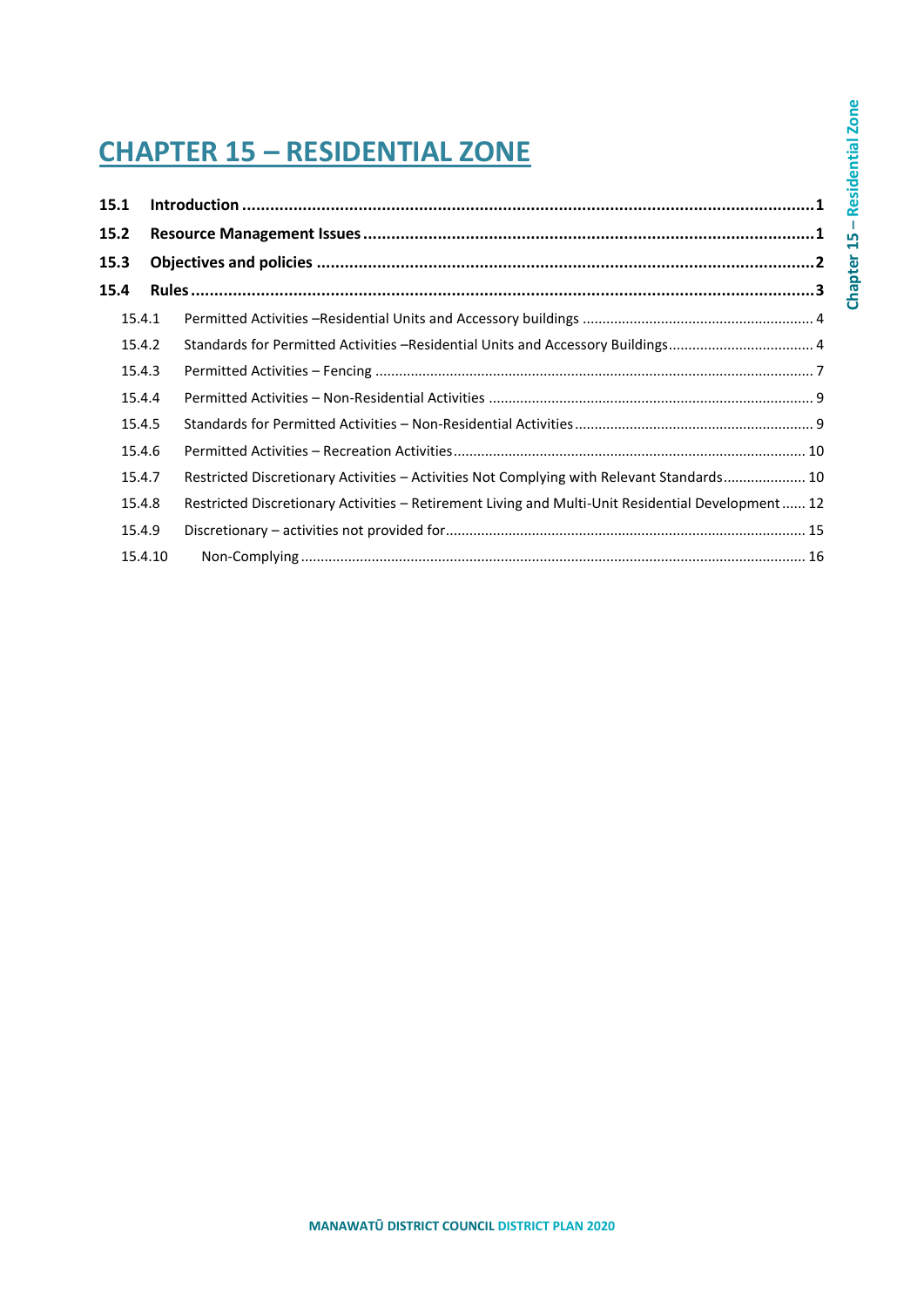# CHAPTER 15 – RESIDENTIAL ZONE

**15.1 Introduction** .......... **1**

**15.2 Resource Management Issues** .......... **1**

**15.3 Objectives and policies** .......... **2**

**15.4 Rules** .......... **3**

- 15.4.1 Permitted Activities –Residential Units and Accessory buildings .......... 4
- 15.4.2 Standards for Permitted Activities –Residential Units and Accessory Buildings .......... 4
- 15.4.3 Permitted Activities – Fencing .......... 7
- 15.4.4 Permitted Activities – Non-Residential Activities .......... 9
- 15.4.5 Standards for Permitted Activities – Non-Residential Activities .......... 9
- 15.4.6 Permitted Activities – Recreation Activities .......... 10
- 15.4.7 Restricted Discretionary Activities – Activities Not Complying with Relevant Standards .......... 10
- 15.4.8 Restricted Discretionary Activities – Retirement Living and Multi-Unit Residential Development .......... 12
- 15.4.9 Discretionary – activities not provided for .......... 15
- 15.4.10 Non-Complying .......... 16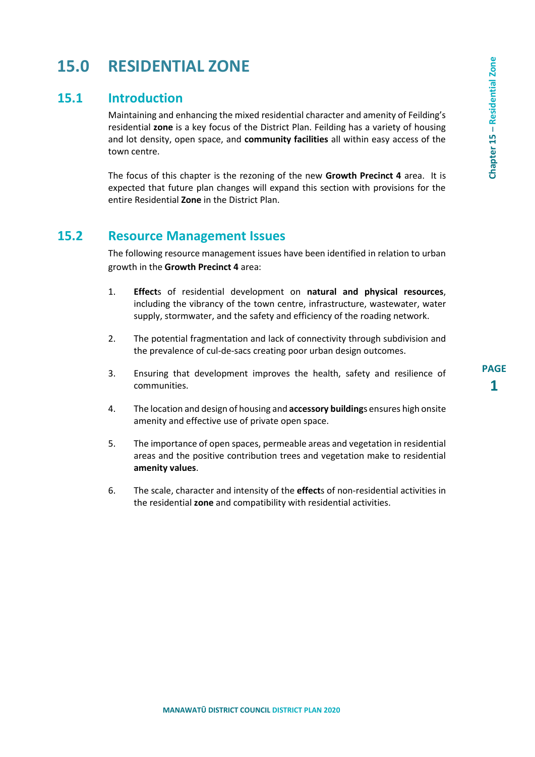# 15.0 RESIDENTIAL ZONE

## 15.1 Introduction

Maintaining and enhancing the mixed residential character and amenity of Feilding's residential **zone** is a key focus of the District Plan. Feilding has a variety of housing and lot density, open space, and **community facilities** all within easy access of the town centre.

The focus of this chapter is the rezoning of the new **Growth Precinct 4** area. It is expected that future plan changes will expand this section with provisions for the entire Residential **Zone** in the District Plan.

## 15.2 Resource Management Issues

The following resource management issues have been identified in relation to urban growth in the **Growth Precinct 4** area:

1. **Effect**s of residential development on **natural and physical resources**, including the vibrancy of the town centre, infrastructure, wastewater, water supply, stormwater, and the safety and efficiency of the roading network.

2. The potential fragmentation and lack of connectivity through subdivision and the prevalence of cul-de-sacs creating poor urban design outcomes.

3. Ensuring that development improves the health, safety and resilience of communities.

4. The location and design of housing and **accessory building**s ensures high onsite amenity and effective use of private open space.

5. The importance of open spaces, permeable areas and vegetation in residential areas and the positive contribution trees and vegetation make to residential **amenity values**.

6. The scale, character and intensity of the **effect**s of non-residential activities in the residential **zone** and compatibility with residential activities.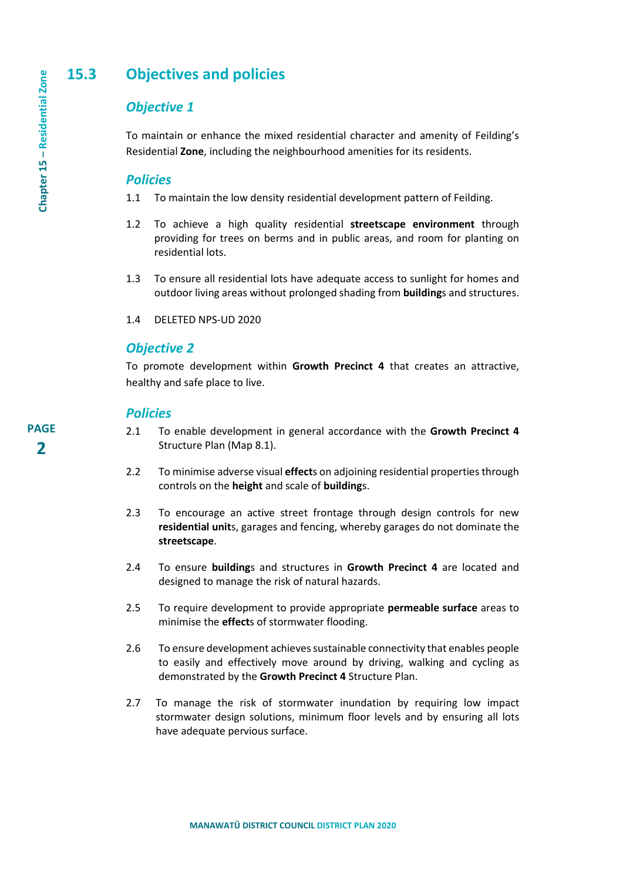## 15.3 Objectives and policies

### *Objective 1*

To maintain or enhance the mixed residential character and amenity of Feilding's Residential **Zone**, including the neighbourhood amenities for its residents.

### *Policies*

1.1 To maintain the low density residential development pattern of Feilding.

1.2 To achieve a high quality residential **streetscape environment** through providing for trees on berms and in public areas, and room for planting on residential lots.

1.3 To ensure all residential lots have adequate access to sunlight for homes and outdoor living areas without prolonged shading from **building**s and structures.

1.4 DELETED NPS-UD 2020

### *Objective 2*

To promote development within **Growth Precinct 4** that creates an attractive, healthy and safe place to live.

### *Policies*

2.1 To enable development in general accordance with the **Growth Precinct 4** Structure Plan (Map 8.1).

2.2 To minimise adverse visual **effect**s on adjoining residential properties through controls on the **height** and scale of **building**s.

2.3 To encourage an active street frontage through design controls for new **residential unit**s, garages and fencing, whereby garages do not dominate the **streetscape**.

2.4 To ensure **building**s and structures in **Growth Precinct 4** are located and designed to manage the risk of natural hazards.

2.5 To require development to provide appropriate **permeable surface** areas to minimise the **effect**s of stormwater flooding.

2.6 To ensure development achieves sustainable connectivity that enables people to easily and effectively move around by driving, walking and cycling as demonstrated by the **Growth Precinct 4** Structure Plan.

2.7 To manage the risk of stormwater inundation by requiring low impact stormwater design solutions, minimum floor levels and by ensuring all lots have adequate pervious surface.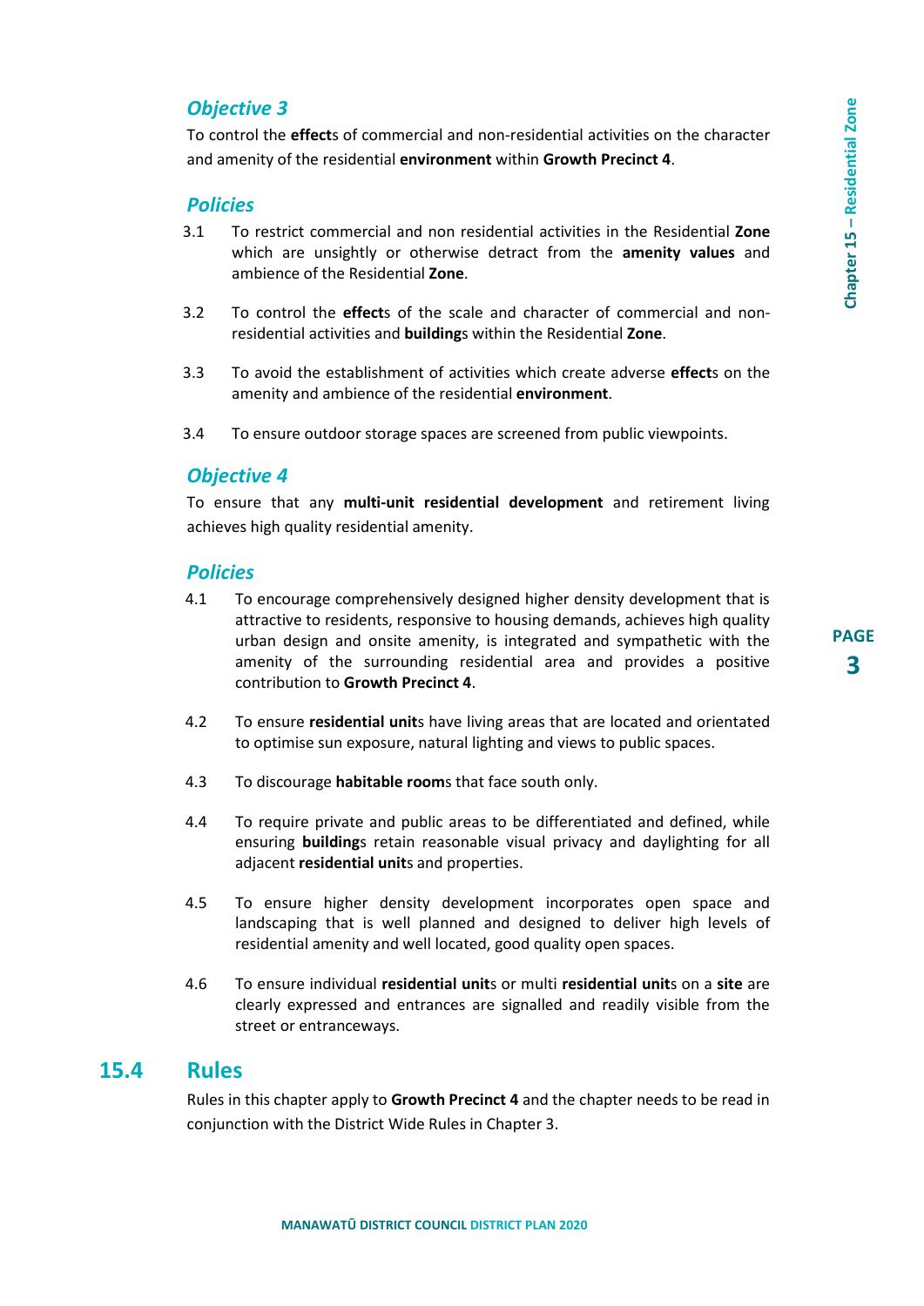### *Objective 3*

To control the **effect**s of commercial and non-residential activities on the character and amenity of the residential **environment** within **Growth Precinct 4**.

### *Policies*

3.1 To restrict commercial and non residential activities in the Residential **Zone** which are unsightly or otherwise detract from the **amenity values** and ambience of the Residential **Zone**.

3.2 To control the **effect**s of the scale and character of commercial and non-residential activities and **building**s within the Residential **Zone**.

3.3 To avoid the establishment of activities which create adverse **effect**s on the amenity and ambience of the residential **environment**.

3.4 To ensure outdoor storage spaces are screened from public viewpoints.

### *Objective 4*

To ensure that any **multi-unit residential development** and retirement living achieves high quality residential amenity.

### *Policies*

4.1 To encourage comprehensively designed higher density development that is attractive to residents, responsive to housing demands, achieves high quality urban design and onsite amenity, is integrated and sympathetic with the amenity of the surrounding residential area and provides a positive contribution to **Growth Precinct 4**.

4.2 To ensure **residential unit**s have living areas that are located and orientated to optimise sun exposure, natural lighting and views to public spaces.

4.3 To discourage **habitable room**s that face south only.

4.4 To require private and public areas to be differentiated and defined, while ensuring **building**s retain reasonable visual privacy and daylighting for all adjacent **residential unit**s and properties.

4.5 To ensure higher density development incorporates open space and landscaping that is well planned and designed to deliver high levels of residential amenity and well located, good quality open spaces.

4.6 To ensure individual **residential unit**s or multi **residential unit**s on a **site** are clearly expressed and entrances are signalled and readily visible from the street or entranceways.

## 15.4 Rules

Rules in this chapter apply to **Growth Precinct 4** and the chapter needs to be read in conjunction with the District Wide Rules in Chapter 3.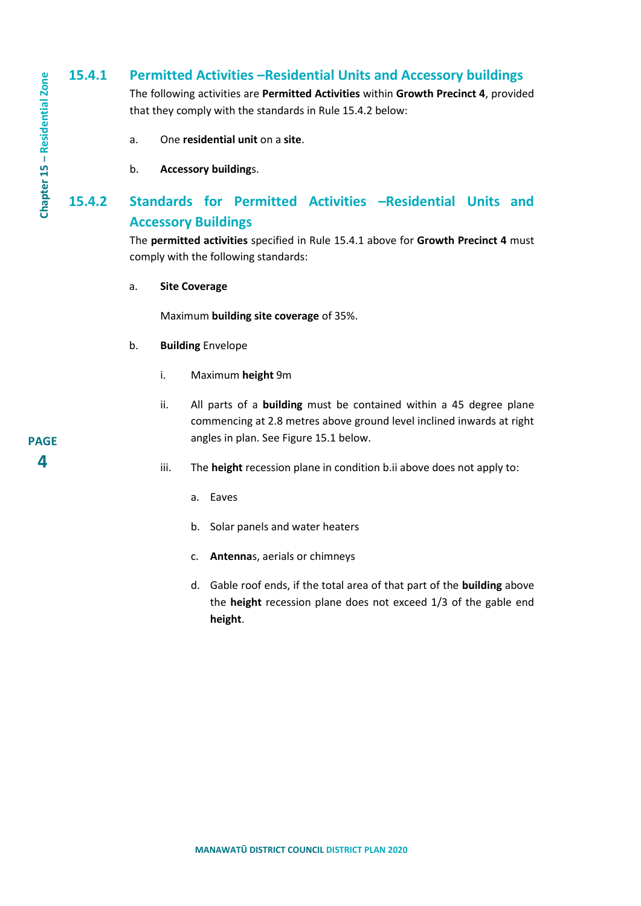### 15.4.1 Permitted Activities –Residential Units and Accessory buildings

The following activities are **Permitted Activities** within **Growth Precinct 4**, provided that they comply with the standards in Rule 15.4.2 below:

a. One **residential unit** on a **site**.

b. **Accessory buildings**.

### 15.4.2 Standards for Permitted Activities –Residential Units and Accessory Buildings

The **permitted activities** specified in Rule 15.4.1 above for **Growth Precinct 4** must comply with the following standards:

a. **Site Coverage**

Maximum **building site coverage** of 35%.

b. **Building** Envelope

i. Maximum **height** 9m

ii. All parts of a **building** must be contained within a 45 degree plane commencing at 2.8 metres above ground level inclined inwards at right angles in plan. See Figure 15.1 below.

iii. The **height** recession plane in condition b.ii above does not apply to:

a. Eaves

b. Solar panels and water heaters

c. **Antenna**s, aerials or chimneys

d. Gable roof ends, if the total area of that part of the **building** above the **height** recession plane does not exceed 1/3 of the gable end **height**.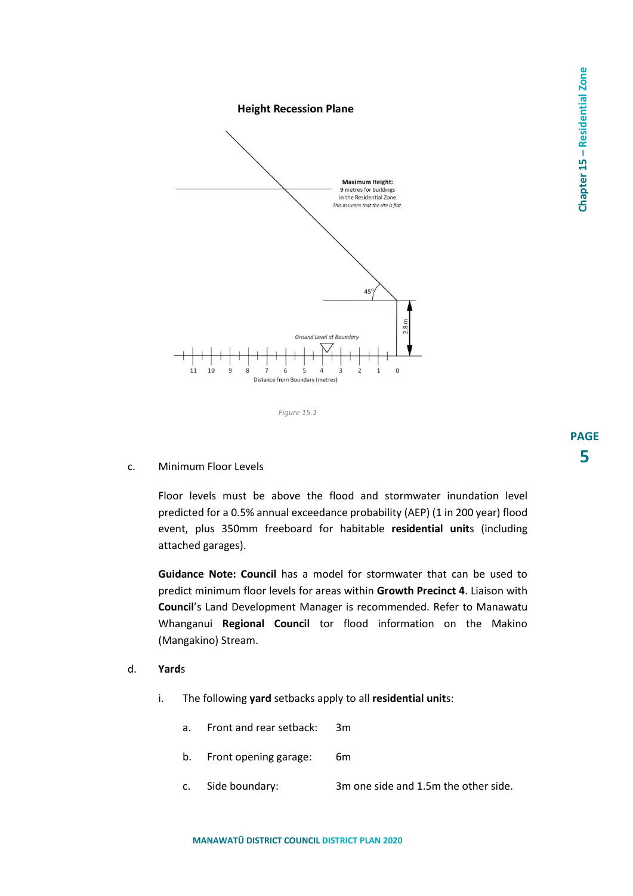**Height Recession Plane**

Maximum Height: 9 metres for buildings in the Residential Zone

*This assumes that the site is flat.*

45°

2.8 m

Ground Level at Boundary

11 10 9 8 7 6 5 4 3 2 1 0

Distance from Boundary (metres)

*Figure 15.1*

c. Minimum Floor Levels

Floor levels must be above the flood and stormwater inundation level predicted for a 0.5% annual exceedance probability (AEP) (1 in 200 year) flood event, plus 350mm freeboard for habitable **residential unit**s (including attached garages).

**Guidance Note: Council** has a model for stormwater that can be used to predict minimum floor levels for areas within **Growth Precinct 4**. Liaison with **Council**'s Land Development Manager is recommended. Refer to Manawatu Whanganui **Regional Council** tor flood information on the Makino (Mangakino) Stream.

d. **Yard**s

i. The following **yard** setbacks apply to all **residential unit**s:

a. Front and rear setback: 3m

b. Front opening garage: 6m

c. Side boundary: 3m one side and 1.5m the other side.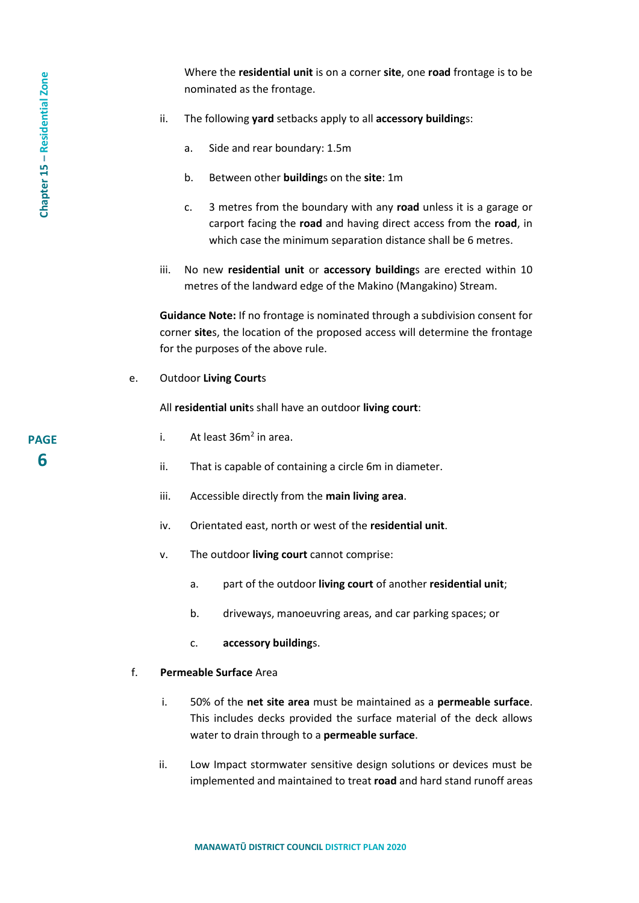Where the **residential unit** is on a corner **site**, one **road** frontage is to be nominated as the frontage.

ii. The following **yard** setbacks apply to all **accessory building**s:

a. Side and rear boundary: 1.5m

b. Between other **building**s on the **site**: 1m

c. 3 metres from the boundary with any **road** unless it is a garage or carport facing the **road** and having direct access from the **road**, in which case the minimum separation distance shall be 6 metres.

iii. No new **residential unit** or **accessory building**s are erected within 10 metres of the landward edge of the Makino (Mangakino) Stream.

**Guidance Note:** If no frontage is nominated through a subdivision consent for corner **site**s, the location of the proposed access will determine the frontage for the purposes of the above rule.

e. Outdoor **Living Court**s

All **residential unit**s shall have an outdoor **living court**:

i. At least $36m^2$ in area.

ii. That is capable of containing a circle 6m in diameter.

iii. Accessible directly from the **main living area**.

iv. Orientated east, north or west of the **residential unit**.

v. The outdoor **living court** cannot comprise:

a. part of the outdoor **living court** of another **residential unit**;

b. driveways, manoeuvring areas, and car parking spaces; or

c. **accessory building**s.

f. **Permeable Surface** Area

i. 50% of the **net site area** must be maintained as a **permeable surface**. This includes decks provided the surface material of the deck allows water to drain through to a **permeable surface**.

ii. Low Impact stormwater sensitive design solutions or devices must be implemented and maintained to treat **road** and hard stand runoff areas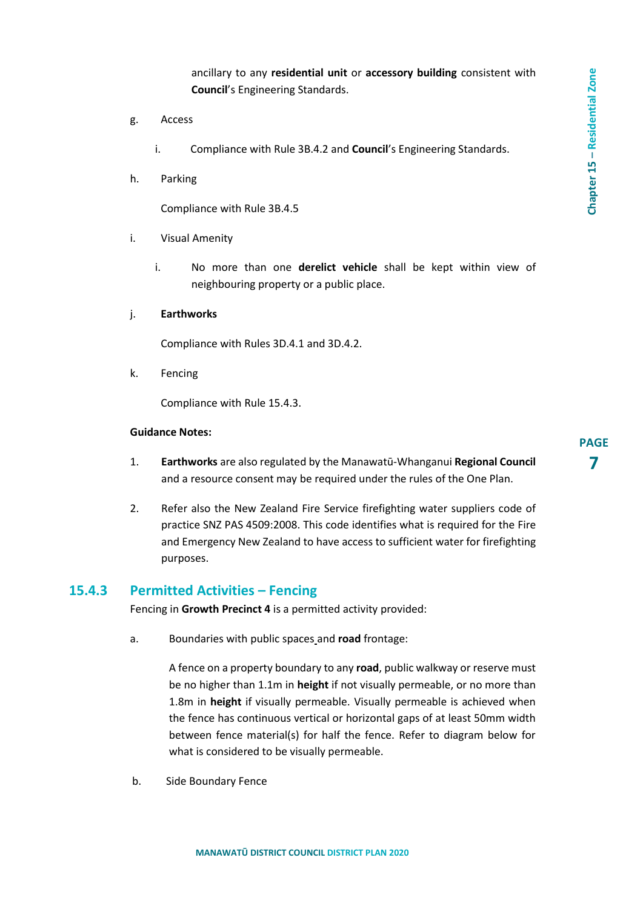ancillary to any **residential unit** or **accessory building** consistent with **Council**'s Engineering Standards.

g. Access

   i. Compliance with Rule 3B.4.2 and **Council**'s Engineering Standards.

h. Parking

   Compliance with Rule 3B.4.5

i. Visual Amenity

   i. No more than one **derelict vehicle** shall be kept within view of neighbouring property or a public place.

j. **Earthworks**

   Compliance with Rules 3D.4.1 and 3D.4.2.

k. Fencing

   Compliance with Rule 15.4.3.

**Guidance Notes:**

1. **Earthworks** are also regulated by the Manawatū-Whanganui **Regional Council** and a resource consent may be required under the rules of the One Plan.

2. Refer also the New Zealand Fire Service firefighting water suppliers code of practice SNZ PAS 4509:2008. This code identifies what is required for the Fire and Emergency New Zealand to have access to sufficient water for firefighting purposes.

### 15.4.3 Permitted Activities – Fencing

Fencing in **Growth Precinct 4** is a permitted activity provided:

a. Boundaries with public spaces and **road** frontage:

   A fence on a property boundary to any **road**, public walkway or reserve must be no higher than 1.1m in **height** if not visually permeable, or no more than 1.8m in **height** if visually permeable. Visually permeable is achieved when the fence has continuous vertical or horizontal gaps of at least 50mm width between fence material(s) for half the fence. Refer to diagram below for what is considered to be visually permeable.

b. Side Boundary Fence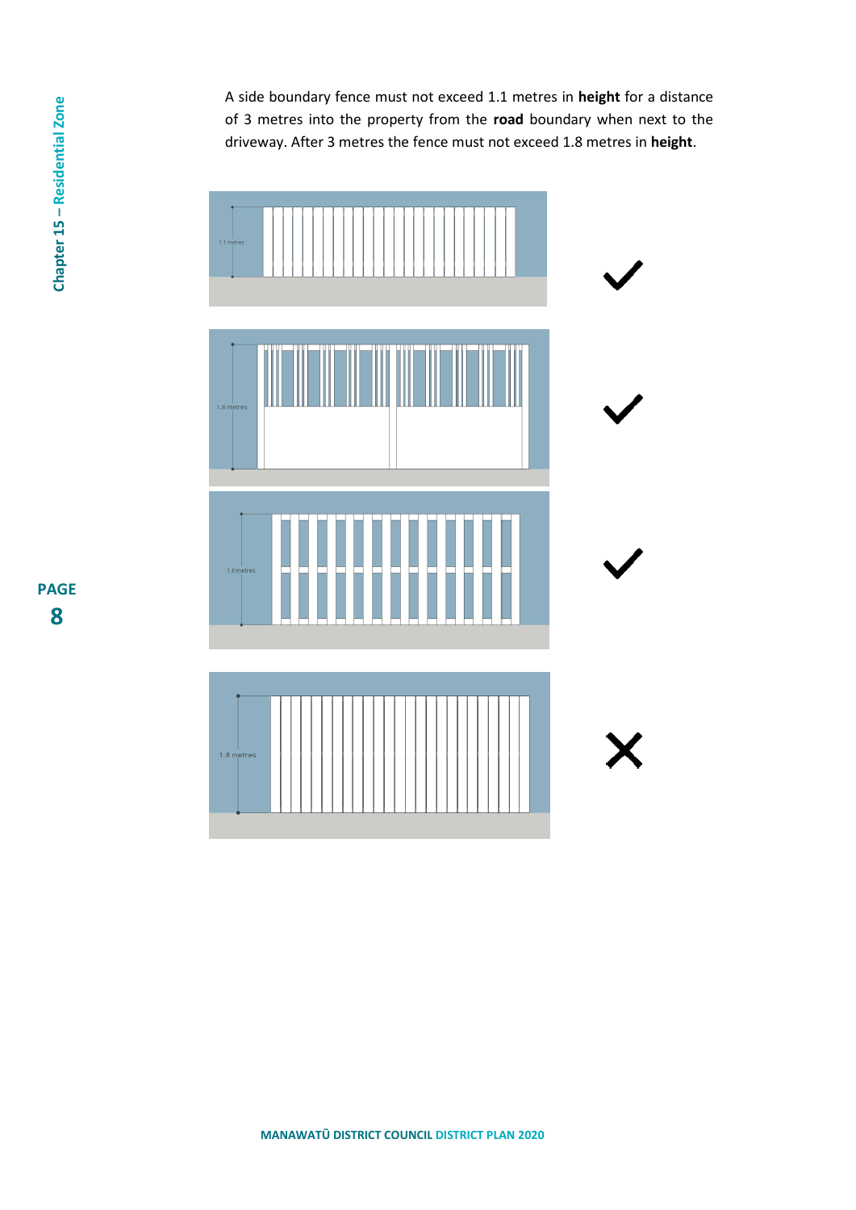A side boundary fence must not exceed 1.1 metres in **height** for a distance of 3 metres into the property from the **road** boundary when next to the driveway. After 3 metres the fence must not exceed 1.8 metres in **height**.

1.1 metres ✓

1.8 metres ✓

1.8 metres ✓

1.8 metres ✗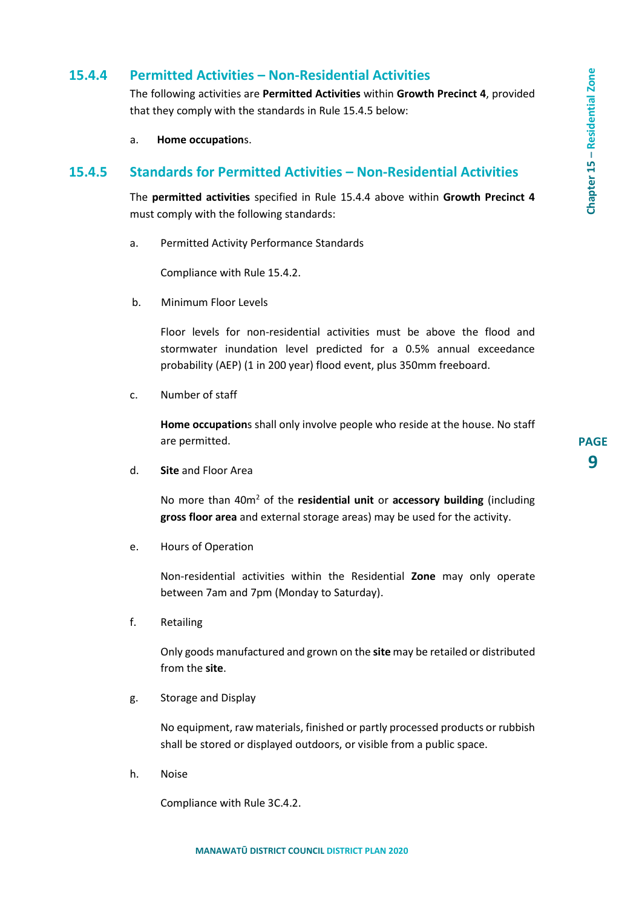### 15.4.4 Permitted Activities – Non-Residential Activities

The following activities are **Permitted Activities** within **Growth Precinct 4**, provided that they comply with the standards in Rule 15.4.5 below:

a. **Home occupation**s.

### 15.4.5 Standards for Permitted Activities – Non-Residential Activities

The **permitted activities** specified in Rule 15.4.4 above within **Growth Precinct 4** must comply with the following standards:

a. Permitted Activity Performance Standards

Compliance with Rule 15.4.2.

b. Minimum Floor Levels

Floor levels for non-residential activities must be above the flood and stormwater inundation level predicted for a 0.5% annual exceedance probability (AEP) (1 in 200 year) flood event, plus 350mm freeboard.

c. Number of staff

**Home occupation**s shall only involve people who reside at the house. No staff are permitted.

d. **Site** and Floor Area

No more than $40m^2$ of the **residential unit** or **accessory building** (including **gross floor area** and external storage areas) may be used for the activity.

e. Hours of Operation

Non-residential activities within the Residential **Zone** may only operate between 7am and 7pm (Monday to Saturday).

f. Retailing

Only goods manufactured and grown on the **site** may be retailed or distributed from the **site**.

g. Storage and Display

No equipment, raw materials, finished or partly processed products or rubbish shall be stored or displayed outdoors, or visible from a public space.

h. Noise

Compliance with Rule 3C.4.2.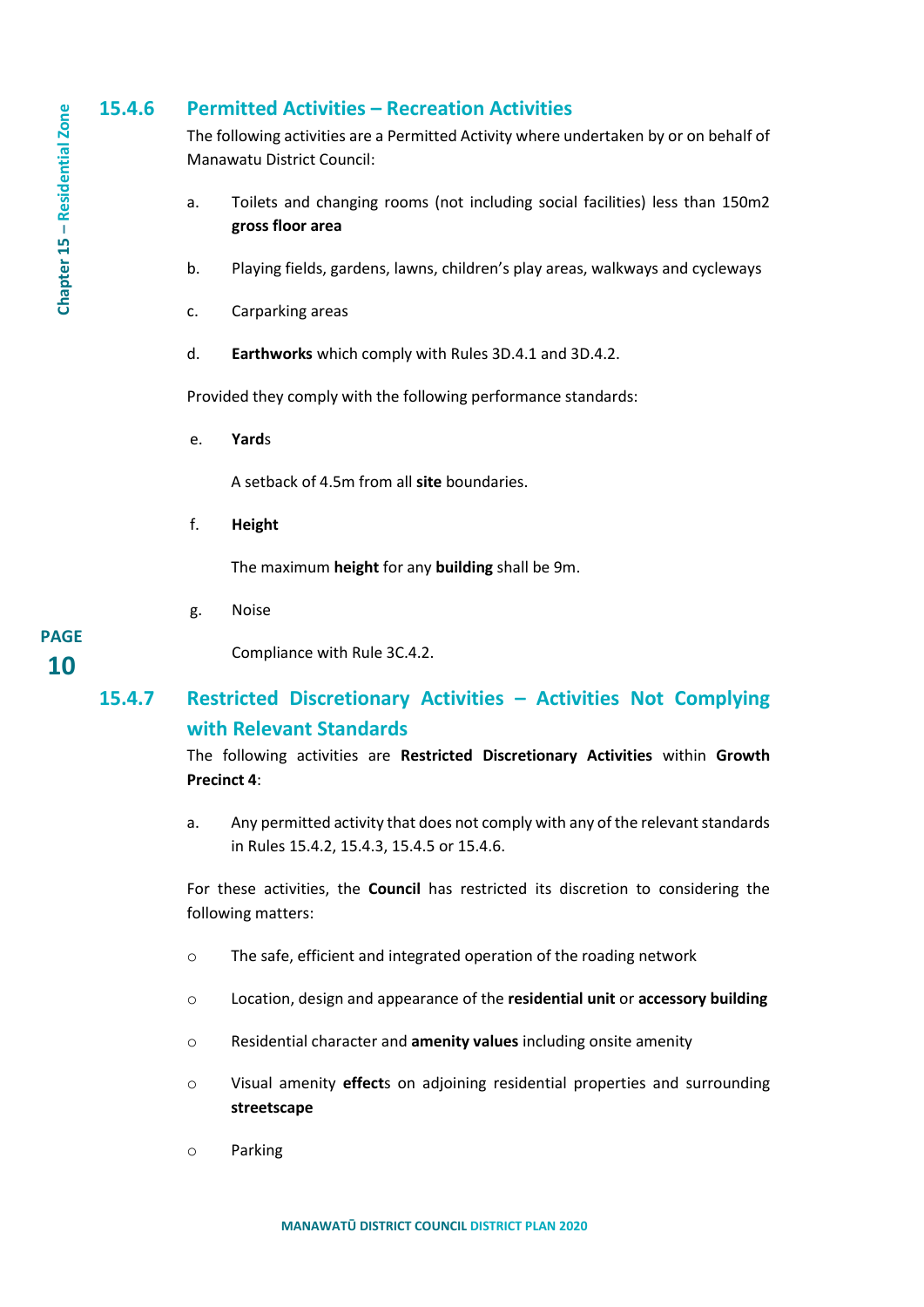### 15.4.6 Permitted Activities – Recreation Activities

The following activities are a Permitted Activity where undertaken by or on behalf of Manawatu District Council:

a. Toilets and changing rooms (not including social facilities) less than 150m2 **gross floor area**

b. Playing fields, gardens, lawns, children's play areas, walkways and cycleways

c. Carparking areas

d. **Earthworks** which comply with Rules 3D.4.1 and 3D.4.2.

Provided they comply with the following performance standards:

e. **Yard**s

A setback of 4.5m from all **site** boundaries.

f. **Height**

The maximum **height** for any **building** shall be 9m.

g. Noise

Compliance with Rule 3C.4.2.

### 15.4.7 Restricted Discretionary Activities – Activities Not Complying with Relevant Standards

The following activities are **Restricted Discretionary Activities** within **Growth Precinct 4**:

a. Any permitted activity that does not comply with any of the relevant standards in Rules 15.4.2, 15.4.3, 15.4.5 or 15.4.6.

For these activities, the **Council** has restricted its discretion to considering the following matters:

- The safe, efficient and integrated operation of the roading network
- Location, design and appearance of the **residential unit** or **accessory building**
- Residential character and **amenity values** including onsite amenity
- Visual amenity **effect**s on adjoining residential properties and surrounding **streetscape**
- Parking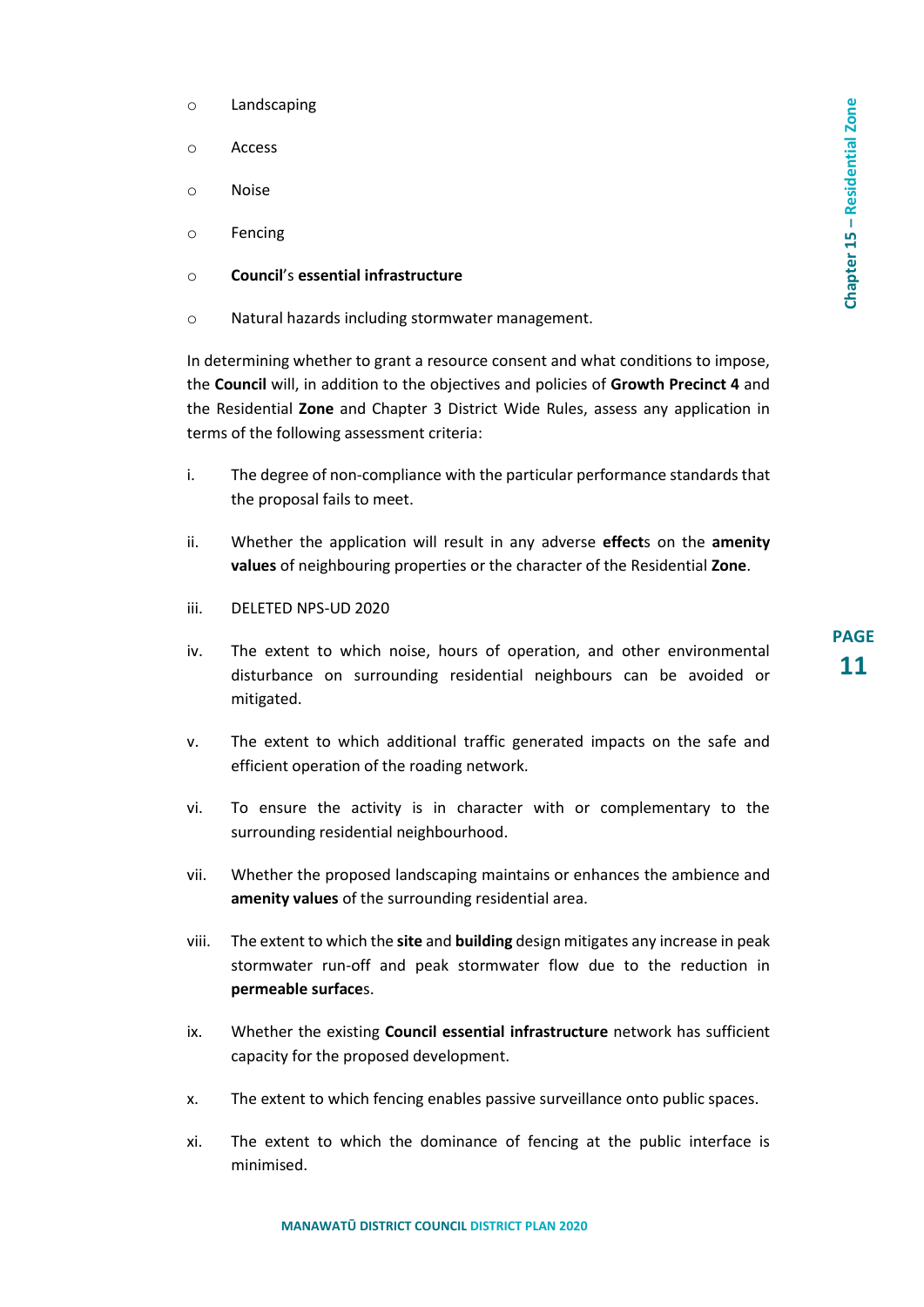- Landscaping
- Access
- Noise
- Fencing
- **Council**'s **essential infrastructure**
- Natural hazards including stormwater management.

In determining whether to grant a resource consent and what conditions to impose, the **Council** will, in addition to the objectives and policies of **Growth Precinct 4** and the Residential **Zone** and Chapter 3 District Wide Rules, assess any application in terms of the following assessment criteria:

i. The degree of non-compliance with the particular performance standards that the proposal fails to meet.

ii. Whether the application will result in any adverse **effect**s on the **amenity values** of neighbouring properties or the character of the Residential **Zone**.

iii. DELETED NPS-UD 2020

iv. The extent to which noise, hours of operation, and other environmental disturbance on surrounding residential neighbours can be avoided or mitigated.

v. The extent to which additional traffic generated impacts on the safe and efficient operation of the roading network.

vi. To ensure the activity is in character with or complementary to the surrounding residential neighbourhood.

vii. Whether the proposed landscaping maintains or enhances the ambience and **amenity values** of the surrounding residential area.

viii. The extent to which the **site** and **building** design mitigates any increase in peak stormwater run-off and peak stormwater flow due to the reduction in **permeable surface**s.

ix. Whether the existing **Council essential infrastructure** network has sufficient capacity for the proposed development.

x. The extent to which fencing enables passive surveillance onto public spaces.

xi. The extent to which the dominance of fencing at the public interface is minimised.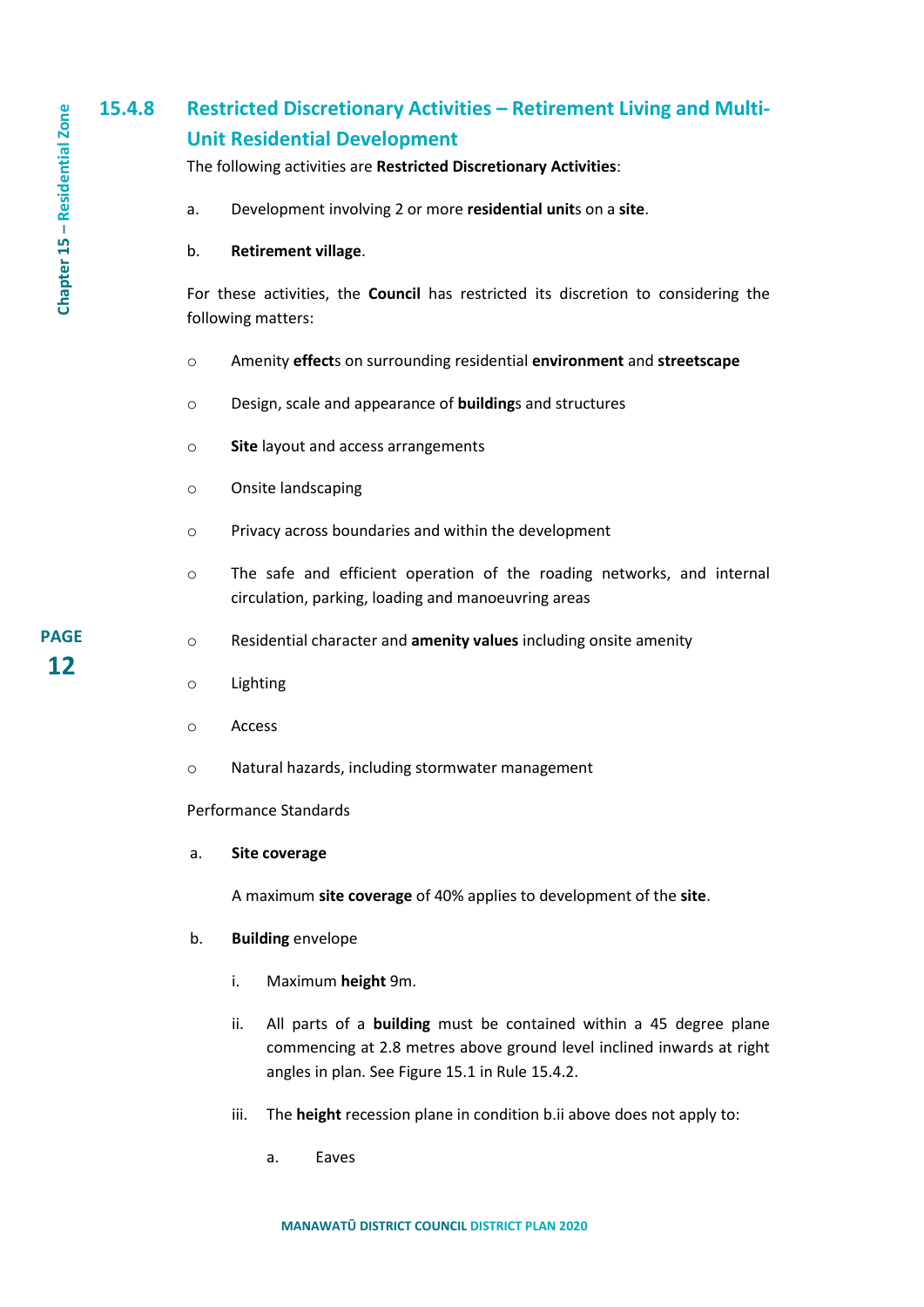### 15.4.8 Restricted Discretionary Activities – Retirement Living and Multi-Unit Residential Development

The following activities are **Restricted Discretionary Activities**:

a. Development involving 2 or more **residential unit**s on a **site**.

b. **Retirement village**.

For these activities, the **Council** has restricted its discretion to considering the following matters:

- Amenity **effect**s on surrounding residential **environment** and **streetscape**
- Design, scale and appearance of **building**s and structures
- **Site** layout and access arrangements
- Onsite landscaping
- Privacy across boundaries and within the development
- The safe and efficient operation of the roading networks, and internal circulation, parking, loading and manoeuvring areas
- Residential character and **amenity values** including onsite amenity
- Lighting
- Access
- Natural hazards, including stormwater management

Performance Standards

a. **Site coverage**

A maximum **site coverage** of 40% applies to development of the **site**.

b. **Building** envelope

i. Maximum **height** 9m.

ii. All parts of a **building** must be contained within a 45 degree plane commencing at 2.8 metres above ground level inclined inwards at right angles in plan. See Figure 15.1 in Rule 15.4.2.

iii. The **height** recession plane in condition b.ii above does not apply to:

a. Eaves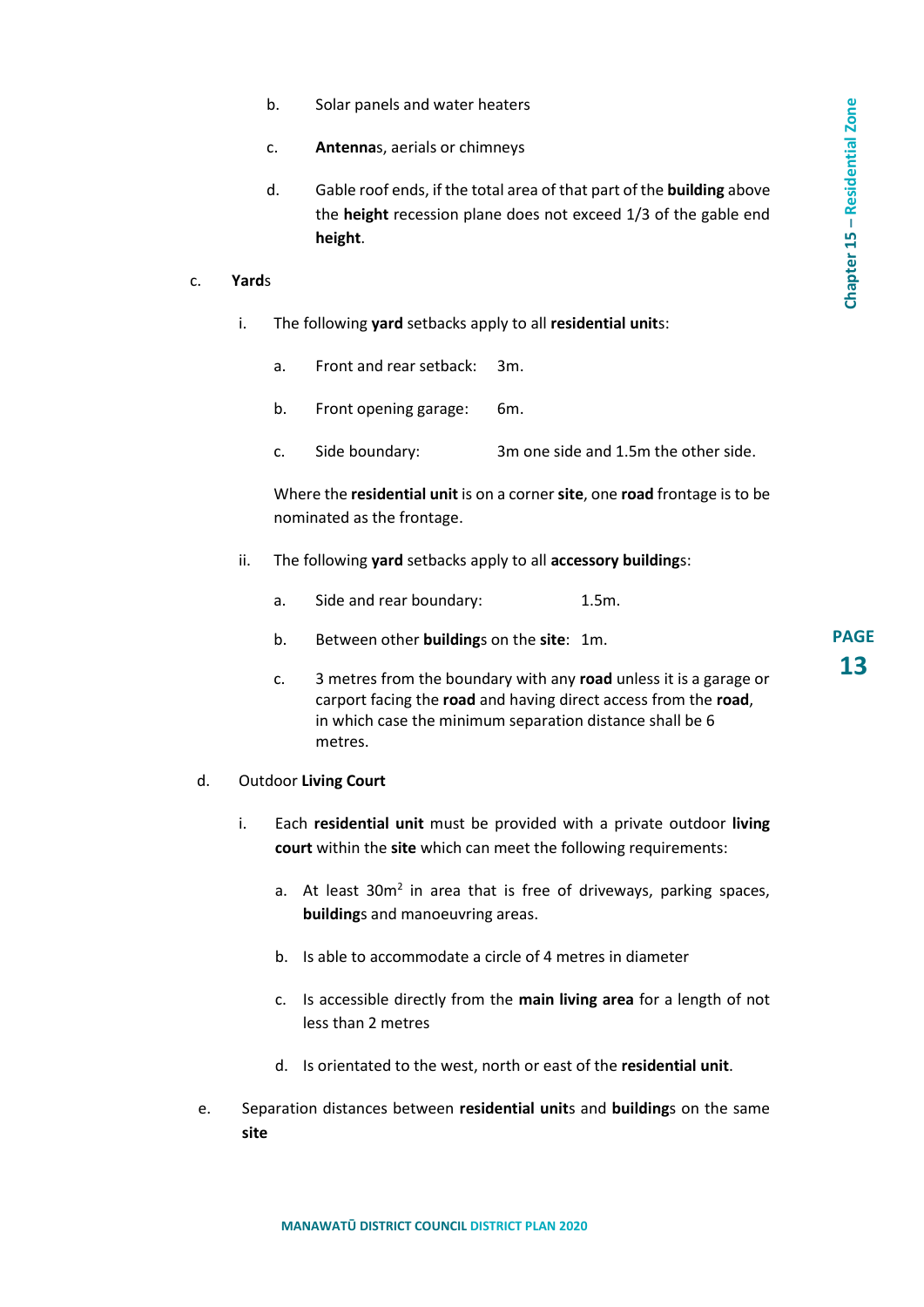b. Solar panels and water heaters

c. **Antenna**s, aerials or chimneys

d. Gable roof ends, if the total area of that part of the **building** above the **height** recession plane does not exceed 1/3 of the gable end **height**.

c. **Yard**s

i. The following **yard** setbacks apply to all **residential unit**s:

a. Front and rear setback: 3m.

b. Front opening garage: 6m.

c. Side boundary: 3m one side and 1.5m the other side.

Where the **residential unit** is on a corner **site**, one **road** frontage is to be nominated as the frontage.

ii. The following **yard** setbacks apply to all **accessory building**s:

a. Side and rear boundary: 1.5m.

b. Between other **building**s on the **site**: 1m.

c. 3 metres from the boundary with any **road** unless it is a garage or carport facing the **road** and having direct access from the **road**, in which case the minimum separation distance shall be 6 metres.

d. Outdoor **Living Court**

i. Each **residential unit** must be provided with a private outdoor **living court** within the **site** which can meet the following requirements:

a. At least 30m$^2$ in area that is free of driveways, parking spaces, **building**s and manoeuvring areas.

b. Is able to accommodate a circle of 4 metres in diameter

c. Is accessible directly from the **main living area** for a length of not less than 2 metres

d. Is orientated to the west, north or east of the **residential unit**.

e. Separation distances between **residential unit**s and **building**s on the same **site**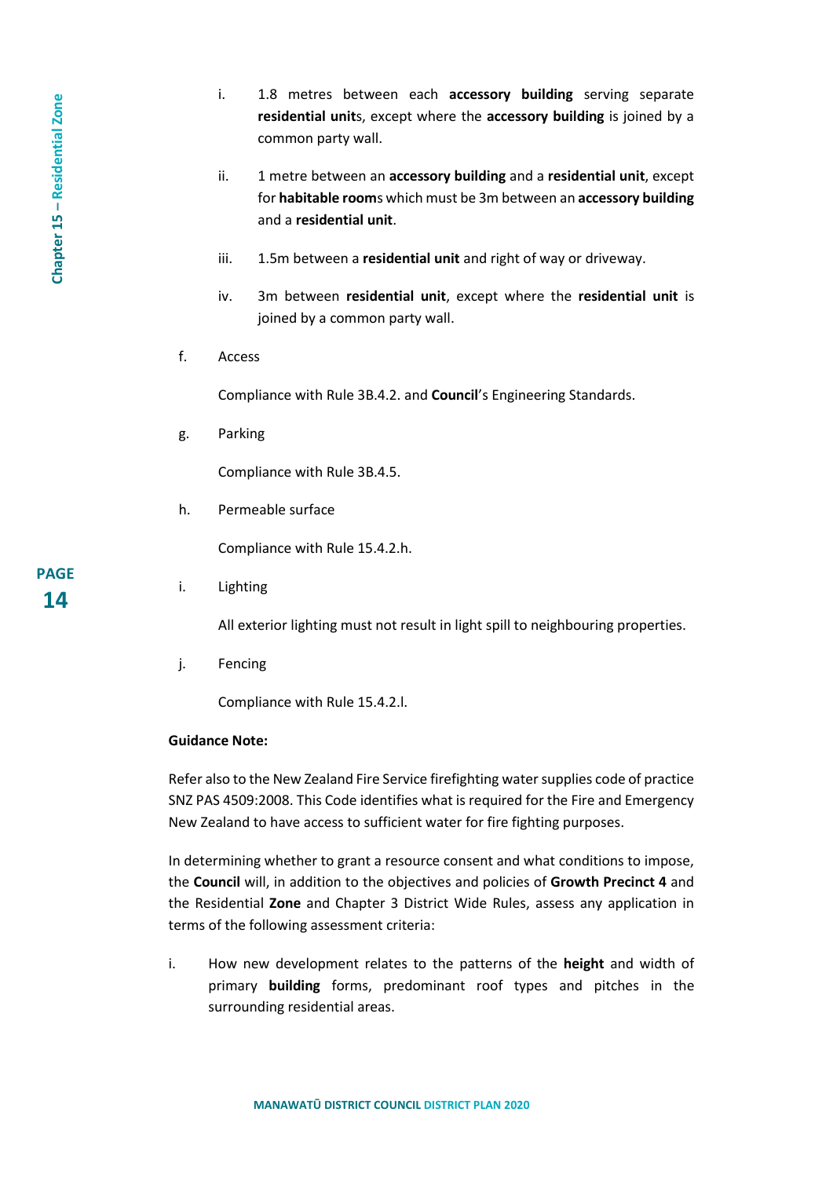i. 1.8 metres between each **accessory building** serving separate **residential unit**s, except where the **accessory building** is joined by a common party wall.

ii. 1 metre between an **accessory building** and a **residential unit**, except for **habitable room**s which must be 3m between an **accessory building** and a **residential unit**.

iii. 1.5m between a **residential unit** and right of way or driveway.

iv. 3m between **residential unit**, except where the **residential unit** is joined by a common party wall.

f. Access

Compliance with Rule 3B.4.2. and **Council**'s Engineering Standards.

g. Parking

Compliance with Rule 3B.4.5.

h. Permeable surface

Compliance with Rule 15.4.2.h.

i. Lighting

All exterior lighting must not result in light spill to neighbouring properties.

j. Fencing

Compliance with Rule 15.4.2.l.

**Guidance Note:**

Refer also to the New Zealand Fire Service firefighting water supplies code of practice SNZ PAS 4509:2008. This Code identifies what is required for the Fire and Emergency New Zealand to have access to sufficient water for fire fighting purposes.

In determining whether to grant a resource consent and what conditions to impose, the **Council** will, in addition to the objectives and policies of **Growth Precinct 4** and the Residential **Zone** and Chapter 3 District Wide Rules, assess any application in terms of the following assessment criteria:

i. How new development relates to the patterns of the **height** and width of primary **building** forms, predominant roof types and pitches in the surrounding residential areas.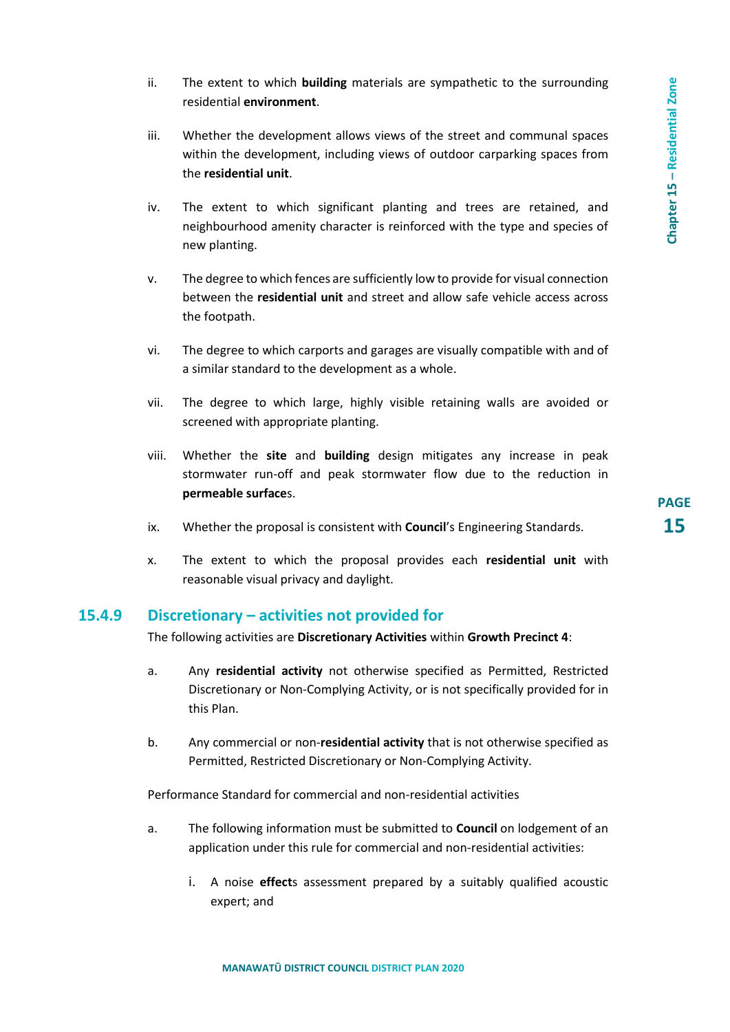ii. The extent to which **building** materials are sympathetic to the surrounding residential **environment**.

iii. Whether the development allows views of the street and communal spaces within the development, including views of outdoor carparking spaces from the **residential unit**.

iv. The extent to which significant planting and trees are retained, and neighbourhood amenity character is reinforced with the type and species of new planting.

v. The degree to which fences are sufficiently low to provide for visual connection between the **residential unit** and street and allow safe vehicle access across the footpath.

vi. The degree to which carports and garages are visually compatible with and of a similar standard to the development as a whole.

vii. The degree to which large, highly visible retaining walls are avoided or screened with appropriate planting.

viii. Whether the **site** and **building** design mitigates any increase in peak stormwater run-off and peak stormwater flow due to the reduction in **permeable surface**s.

ix. Whether the proposal is consistent with **Council**'s Engineering Standards.

x. The extent to which the proposal provides each **residential unit** with reasonable visual privacy and daylight.

### 15.4.9 Discretionary – activities not provided for

The following activities are **Discretionary Activities** within **Growth Precinct 4**:

a. Any **residential activity** not otherwise specified as Permitted, Restricted Discretionary or Non-Complying Activity, or is not specifically provided for in this Plan.

b. Any commercial or non-**residential activity** that is not otherwise specified as Permitted, Restricted Discretionary or Non-Complying Activity.

Performance Standard for commercial and non-residential activities

a. The following information must be submitted to **Council** on lodgement of an application under this rule for commercial and non-residential activities:

   i. A noise **effect**s assessment prepared by a suitably qualified acoustic expert; and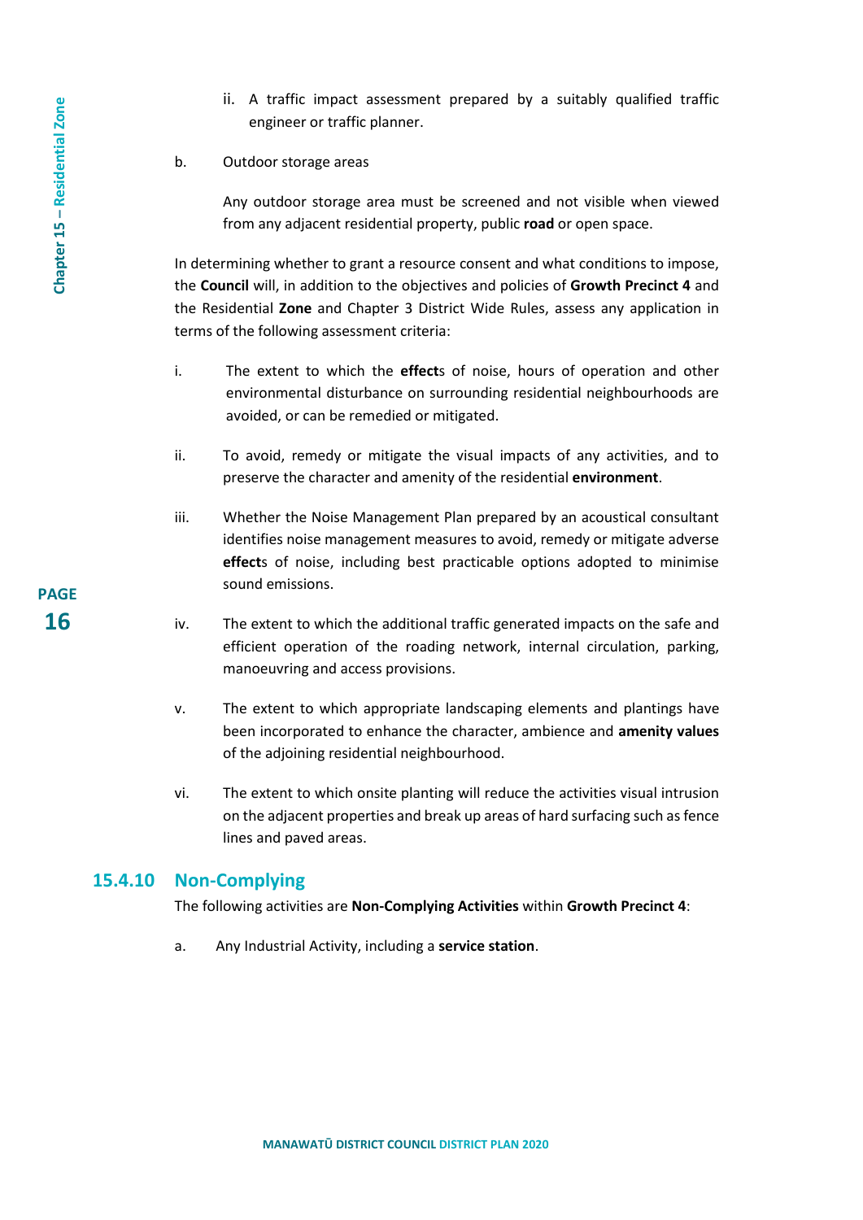ii. A traffic impact assessment prepared by a suitably qualified traffic engineer or traffic planner.

b. Outdoor storage areas

Any outdoor storage area must be screened and not visible when viewed from any adjacent residential property, public **road** or open space.

In determining whether to grant a resource consent and what conditions to impose, the **Council** will, in addition to the objectives and policies of **Growth Precinct 4** and the Residential **Zone** and Chapter 3 District Wide Rules, assess any application in terms of the following assessment criteria:

i. The extent to which the **effect**s of noise, hours of operation and other environmental disturbance on surrounding residential neighbourhoods are avoided, or can be remedied or mitigated.

ii. To avoid, remedy or mitigate the visual impacts of any activities, and to preserve the character and amenity of the residential **environment**.

iii. Whether the Noise Management Plan prepared by an acoustical consultant identifies noise management measures to avoid, remedy or mitigate adverse **effect**s of noise, including best practicable options adopted to minimise sound emissions.

iv. The extent to which the additional traffic generated impacts on the safe and efficient operation of the roading network, internal circulation, parking, manoeuvring and access provisions.

v. The extent to which appropriate landscaping elements and plantings have been incorporated to enhance the character, ambience and **amenity values** of the adjoining residential neighbourhood.

vi. The extent to which onsite planting will reduce the activities visual intrusion on the adjacent properties and break up areas of hard surfacing such as fence lines and paved areas.

### 15.4.10 Non-Complying

The following activities are **Non-Complying Activities** within **Growth Precinct 4**:

a. Any Industrial Activity, including a **service station**.